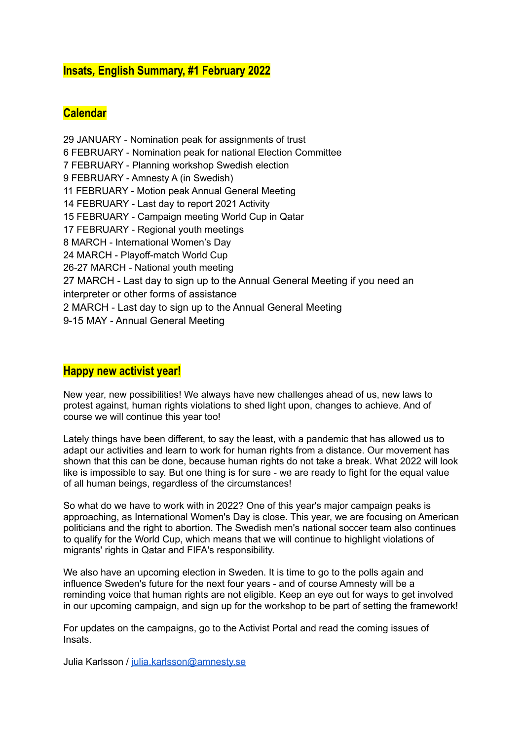## Insats, English Summary, #1 February 2022

## Calendar

29 JANUARY - Nomination peak for assignments of trust
6 FEBRUARY - Nomination peak for national Election Committee
7 FEBRUARY - Planning workshop Swedish election
9 FEBRUARY - Amnesty A (in Swedish)
11 FEBRUARY - Motion peak Annual General Meeting
14 FEBRUARY - Last day to report 2021 Activity
15 FEBRUARY - Campaign meeting World Cup in Qatar
17 FEBRUARY - Regional youth meetings
8 MARCH - International Women's Day
24 MARCH - Playoff-match World Cup
26-27 MARCH - National youth meeting
27 MARCH - Last day to sign up to the Annual General Meeting if you need an interpreter or other forms of assistance
2 MARCH - Last day to sign up to the Annual General Meeting
9-15 MAY - Annual General Meeting

## Happy new activist year!

New year, new possibilities! We always have new challenges ahead of us, new laws to protest against, human rights violations to shed light upon, changes to achieve. And of course we will continue this year too!

Lately things have been different, to say the least, with a pandemic that has allowed us to adapt our activities and learn to work for human rights from a distance. Our movement has shown that this can be done, because human rights do not take a break. What 2022 will look like is impossible to say. But one thing is for sure - we are ready to fight for the equal value of all human beings, regardless of the circumstances!

So what do we have to work with in 2022? One of this year's major campaign peaks is approaching, as International Women's Day is close. This year, we are focusing on American politicians and the right to abortion. The Swedish men's national soccer team also continues to qualify for the World Cup, which means that we will continue to highlight violations of migrants' rights in Qatar and FIFA's responsibility.

We also have an upcoming election in Sweden. It is time to go to the polls again and influence Sweden's future for the next four years - and of course Amnesty will be a reminding voice that human rights are not eligible. Keep an eye out for ways to get involved in our upcoming campaign, and sign up for the workshop to be part of setting the framework!

For updates on the campaigns, go to the Activist Portal and read the coming issues of Insats.

Julia Karlsson / julia.karlsson@amnesty.se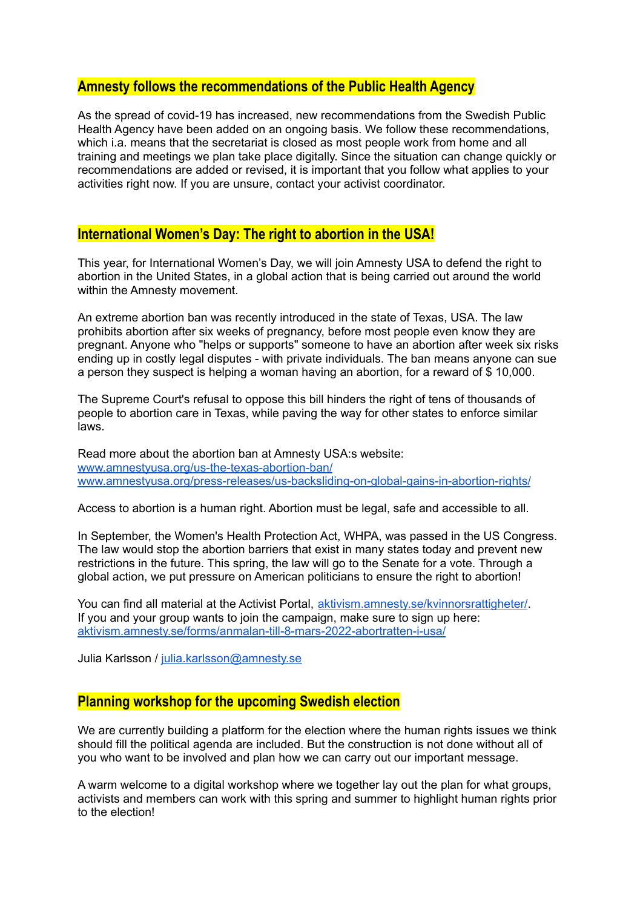## Amnesty follows the recommendations of the Public Health Agency

As the spread of covid-19 has increased, new recommendations from the Swedish Public Health Agency have been added on an ongoing basis. We follow these recommendations, which i.a. means that the secretariat is closed as most people work from home and all training and meetings we plan take place digitally. Since the situation can change quickly or recommendations are added or revised, it is important that you follow what applies to your activities right now. If you are unsure, contact your activist coordinator.

## International Women's Day: The right to abortion in the USA!

This year, for International Women's Day, we will join Amnesty USA to defend the right to abortion in the United States, in a global action that is being carried out around the world within the Amnesty movement.

An extreme abortion ban was recently introduced in the state of Texas, USA. The law prohibits abortion after six weeks of pregnancy, before most people even know they are pregnant. Anyone who "helps or supports" someone to have an abortion after week six risks ending up in costly legal disputes - with private individuals. The ban means anyone can sue a person they suspect is helping a woman having an abortion, for a reward of $ 10,000.

The Supreme Court's refusal to oppose this bill hinders the right of tens of thousands of people to abortion care in Texas, while paving the way for other states to enforce similar laws.

Read more about the abortion ban at Amnesty USA:s website:
[www.amnestyusa.org/us-the-texas-abortion-ban/](http://www.amnestyusa.org/us-the-texas-abortion-ban/)
[www.amnestyusa.org/press-releases/us-backsliding-on-global-gains-in-abortion-rights/](http://www.amnestyusa.org/press-releases/us-backsliding-on-global-gains-in-abortion-rights/)

Access to abortion is a human right. Abortion must be legal, safe and accessible to all.

In September, the Women's Health Protection Act, WHPA, was passed in the US Congress. The law would stop the abortion barriers that exist in many states today and prevent new restrictions in the future. This spring, the law will go to the Senate for a vote. Through a global action, we put pressure on American politicians to ensure the right to abortion!

You can find all material at the Activist Portal, [aktivism.amnesty.se/kvinnorsrattigheter/](http://aktivism.amnesty.se/kvinnorsrattigheter/).
If you and your group wants to join the campaign, make sure to sign up here:
[aktivism.amnesty.se/forms/anmalan-till-8-mars-2022-abortratten-i-usa/](http://aktivism.amnesty.se/forms/anmalan-till-8-mars-2022-abortratten-i-usa/)

Julia Karlsson / [julia.karlsson@amnesty.se](mailto:julia.karlsson@amnesty.se)

## Planning workshop for the upcoming Swedish election

We are currently building a platform for the election where the human rights issues we think should fill the political agenda are included. But the construction is not done without all of you who want to be involved and plan how we can carry out our important message.

A warm welcome to a digital workshop where we together lay out the plan for what groups, activists and members can work with this spring and summer to highlight human rights prior to the election!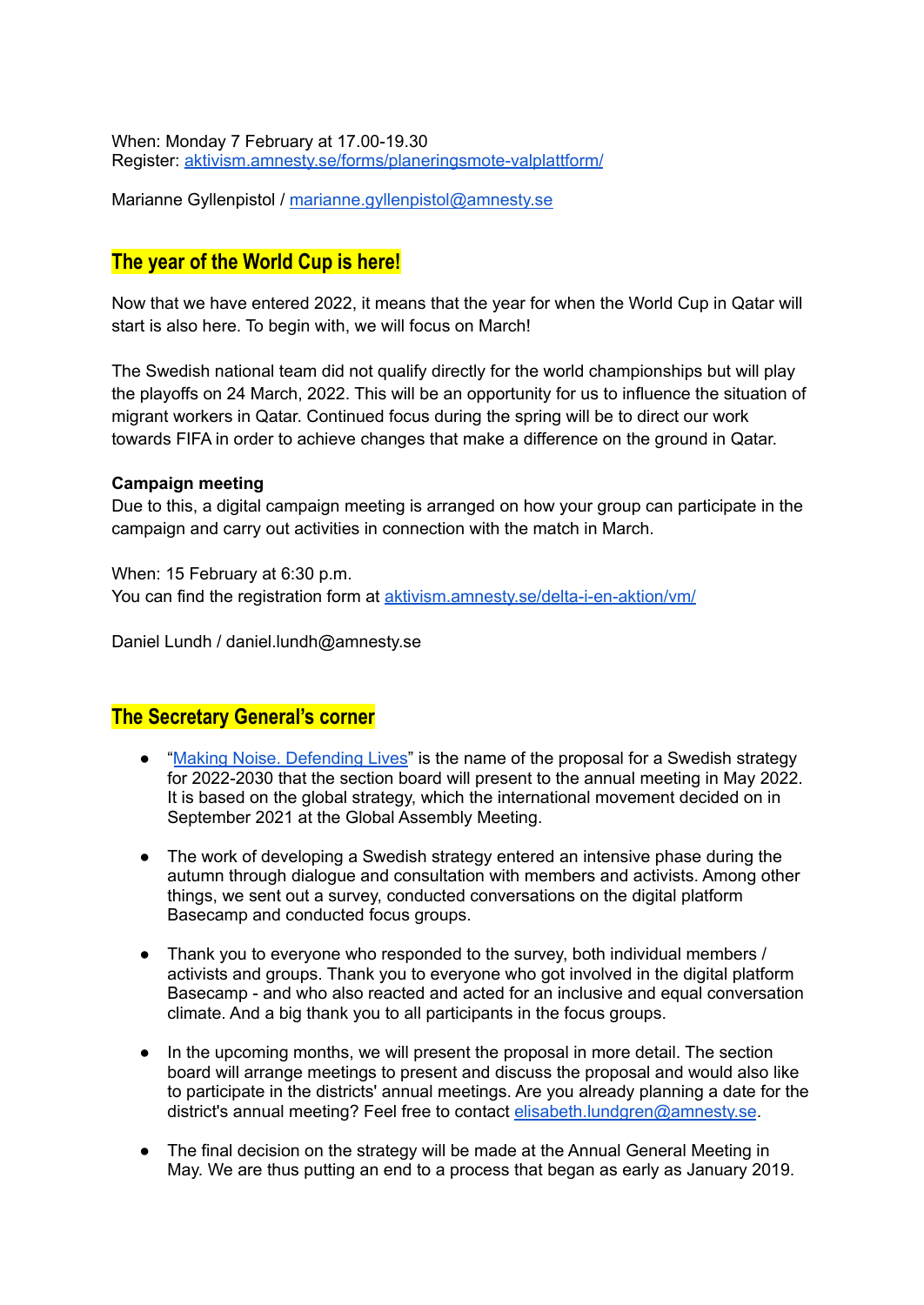When: Monday 7 February at 17.00-19.30
Register: [aktivism.amnesty.se/forms/planeringsmote-valplattform/](aktivism.amnesty.se/forms/planeringsmote-valplattform/)

Marianne Gyllenpistol / [marianne.gyllenpistol@amnesty.se](mailto:marianne.gyllenpistol@amnesty.se)

## The year of the World Cup is here!

Now that we have entered 2022, it means that the year for when the World Cup in Qatar will start is also here. To begin with, we will focus on March!

The Swedish national team did not qualify directly for the world championships but will play the playoffs on 24 March, 2022. This will be an opportunity for us to influence the situation of migrant workers in Qatar. Continued focus during the spring will be to direct our work towards FIFA in order to achieve changes that make a difference on the ground in Qatar.

**Campaign meeting**
Due to this, a digital campaign meeting is arranged on how your group can participate in the campaign and carry out activities in connection with the match in March.

When: 15 February at 6:30 p.m.
You can find the registration form at [aktivism.amnesty.se/delta-i-en-aktion/vm/](aktivism.amnesty.se/delta-i-en-aktion/vm/)

Daniel Lundh / daniel.lundh@amnesty.se

## The Secretary General's corner

- "[Making Noise. Defending Lives]()" is the name of the proposal for a Swedish strategy for 2022-2030 that the section board will present to the annual meeting in May 2022. It is based on the global strategy, which the international movement decided on in September 2021 at the Global Assembly Meeting.

- The work of developing a Swedish strategy entered an intensive phase during the autumn through dialogue and consultation with members and activists. Among other things, we sent out a survey, conducted conversations on the digital platform Basecamp and conducted focus groups.

- Thank you to everyone who responded to the survey, both individual members / activists and groups. Thank you to everyone who got involved in the digital platform Basecamp - and who also reacted and acted for an inclusive and equal conversation climate. And a big thank you to all participants in the focus groups.

- In the upcoming months, we will present the proposal in more detail. The section board will arrange meetings to present and discuss the proposal and would also like to participate in the districts' annual meetings. Are you already planning a date for the district's annual meeting? Feel free to contact [elisabeth.lundgren@amnesty.se](mailto:elisabeth.lundgren@amnesty.se).

- The final decision on the strategy will be made at the Annual General Meeting in May. We are thus putting an end to a process that began as early as January 2019.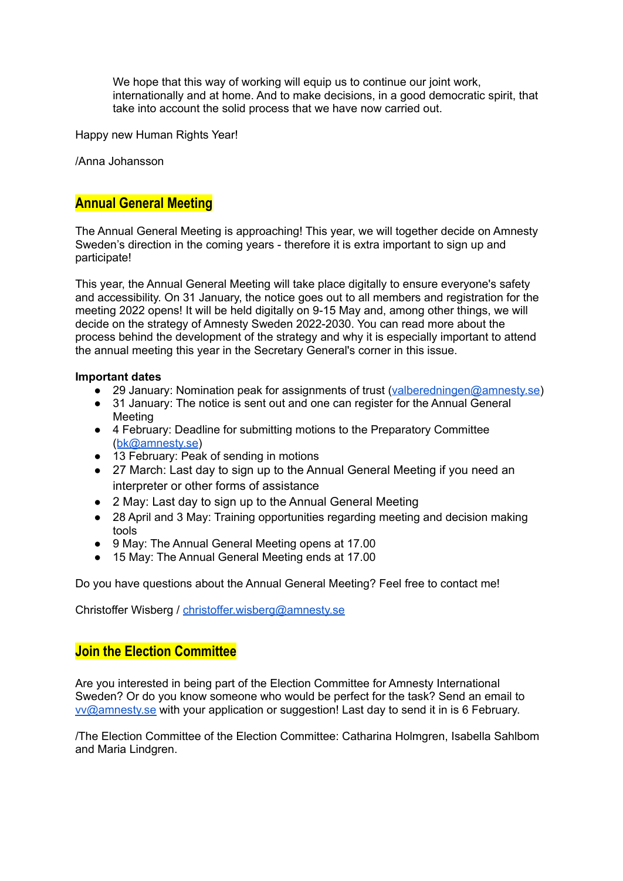> We hope that this way of working will equip us to continue our joint work, internationally and at home. And to make decisions, in a good democratic spirit, that take into account the solid process that we have now carried out.

Happy new Human Rights Year!

/Anna Johansson

## Annual General Meeting

The Annual General Meeting is approaching! This year, we will together decide on Amnesty Sweden's direction in the coming years - therefore it is extra important to sign up and participate!

This year, the Annual General Meeting will take place digitally to ensure everyone's safety and accessibility. On 31 January, the notice goes out to all members and registration for the meeting 2022 opens! It will be held digitally on 9-15 May and, among other things, we will decide on the strategy of Amnesty Sweden 2022-2030. You can read more about the process behind the development of the strategy and why it is especially important to attend the annual meeting this year in the Secretary General's corner in this issue.

**Important dates**

- 29 January: Nomination peak for assignments of trust (valberedningen@amnesty.se)
- 31 January: The notice is sent out and one can register for the Annual General Meeting
- 4 February: Deadline for submitting motions to the Preparatory Committee (bk@amnesty.se)
- 13 February: Peak of sending in motions
- 27 March: Last day to sign up to the Annual General Meeting if you need an interpreter or other forms of assistance
- 2 May: Last day to sign up to the Annual General Meeting
- 28 April and 3 May: Training opportunities regarding meeting and decision making tools
- 9 May: The Annual General Meeting opens at 17.00
- 15 May: The Annual General Meeting ends at 17.00

Do you have questions about the Annual General Meeting? Feel free to contact me!

Christoffer Wisberg / christoffer.wisberg@amnesty.se

## Join the Election Committee

Are you interested in being part of the Election Committee for Amnesty International Sweden? Or do you know someone who would be perfect for the task? Send an email to vv@amnesty.se with your application or suggestion! Last day to send it in is 6 February.

/The Election Committee of the Election Committee: Catharina Holmgren, Isabella Sahlbom and Maria Lindgren.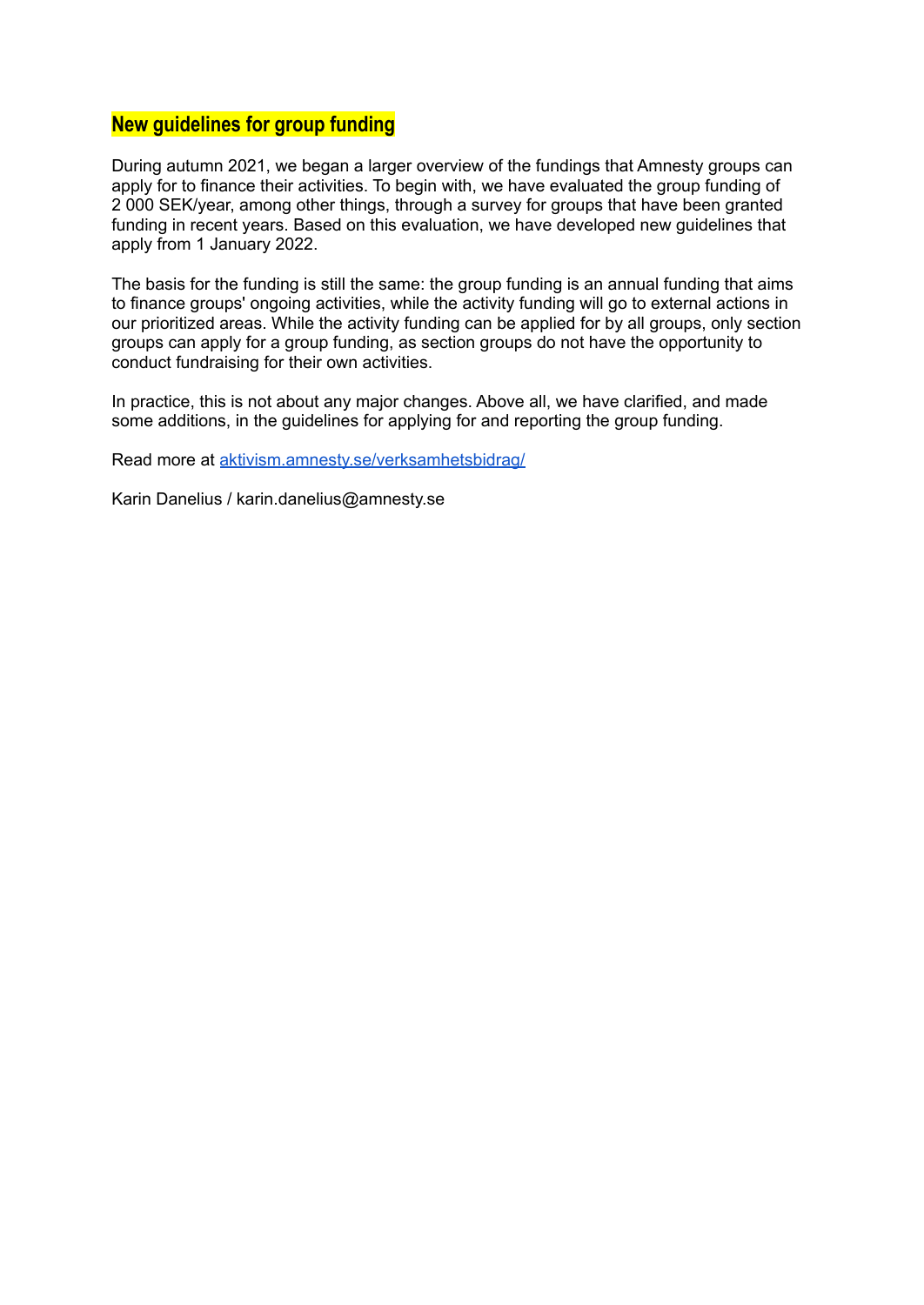## New guidelines for group funding

During autumn 2021, we began a larger overview of the fundings that Amnesty groups can apply for to finance their activities. To begin with, we have evaluated the group funding of 2 000 SEK/year, among other things, through a survey for groups that have been granted funding in recent years. Based on this evaluation, we have developed new guidelines that apply from 1 January 2022.

The basis for the funding is still the same: the group funding is an annual funding that aims to finance groups' ongoing activities, while the activity funding will go to external actions in our prioritized areas. While the activity funding can be applied for by all groups, only section groups can apply for a group funding, as section groups do not have the opportunity to conduct fundraising for their own activities.

In practice, this is not about any major changes. Above all, we have clarified, and made some additions, in the guidelines for applying for and reporting the group funding.

Read more at [aktivism.amnesty.se/verksamhetsbidrag/](aktivism.amnesty.se/verksamhetsbidrag/)

Karin Danelius / karin.danelius@amnesty.se